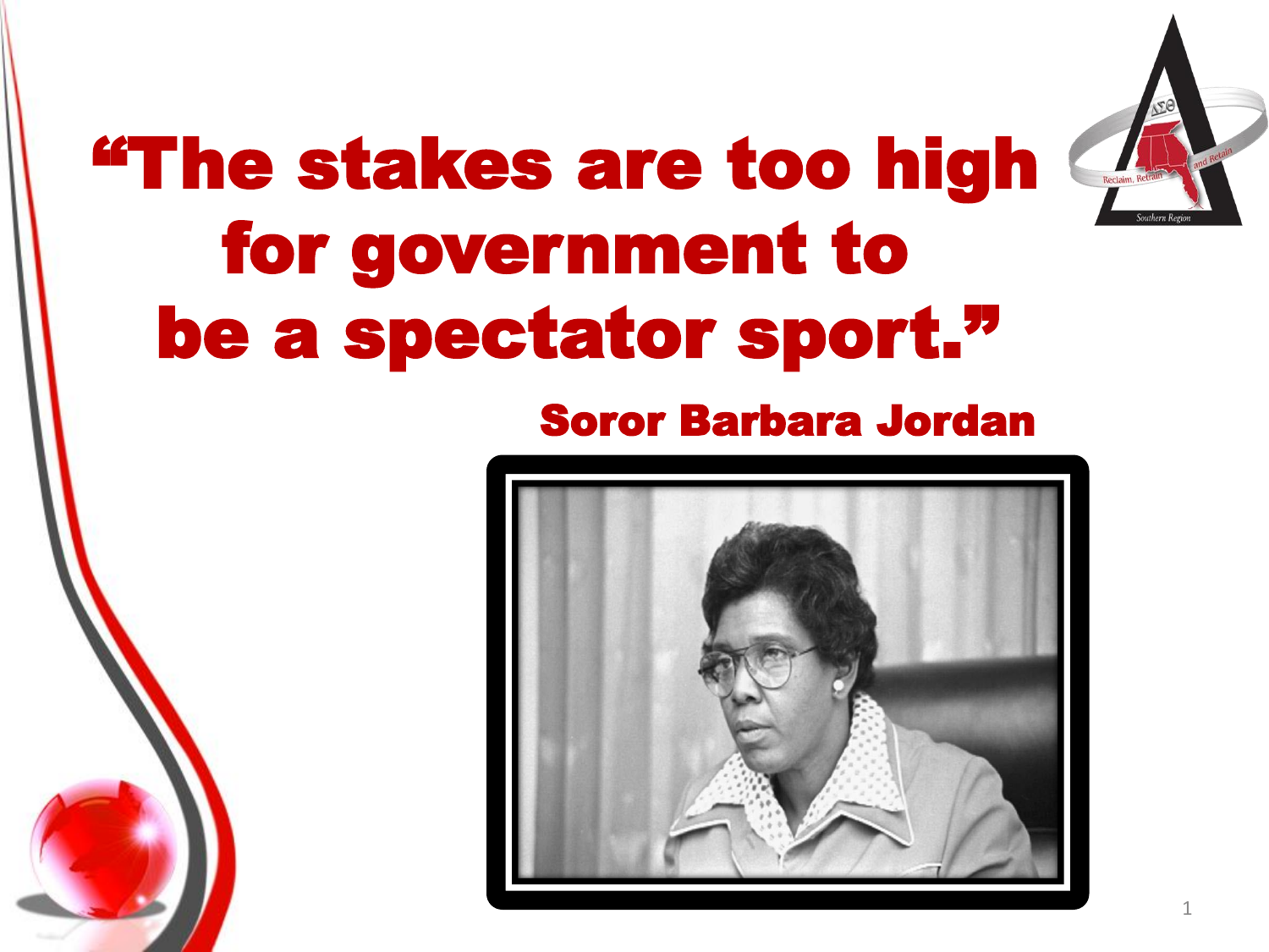# "The stakes are too high for government to be a spectator sport."

**Soror Barbara Jordan**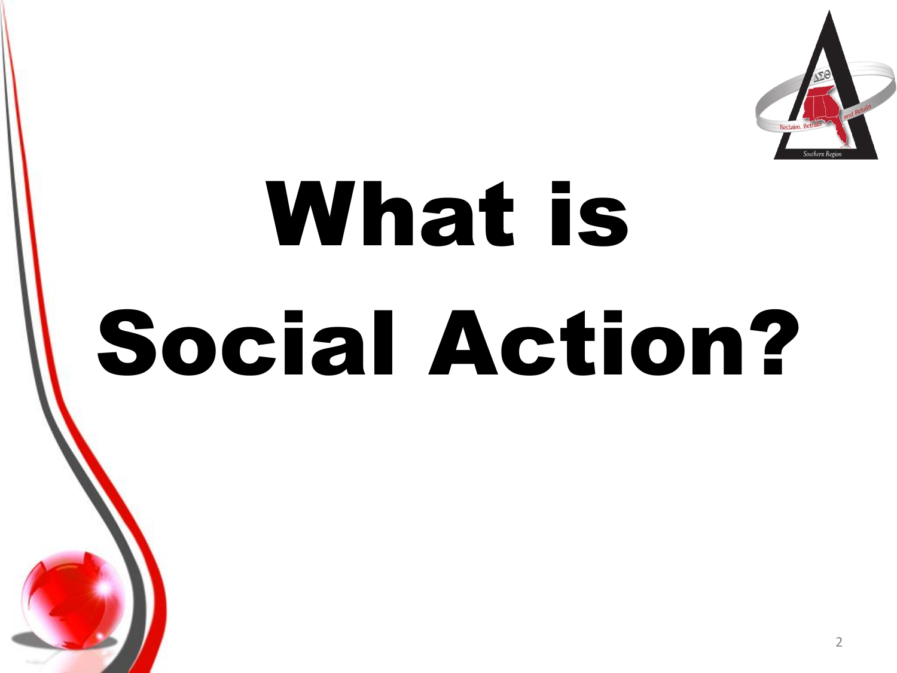# What is Social Action?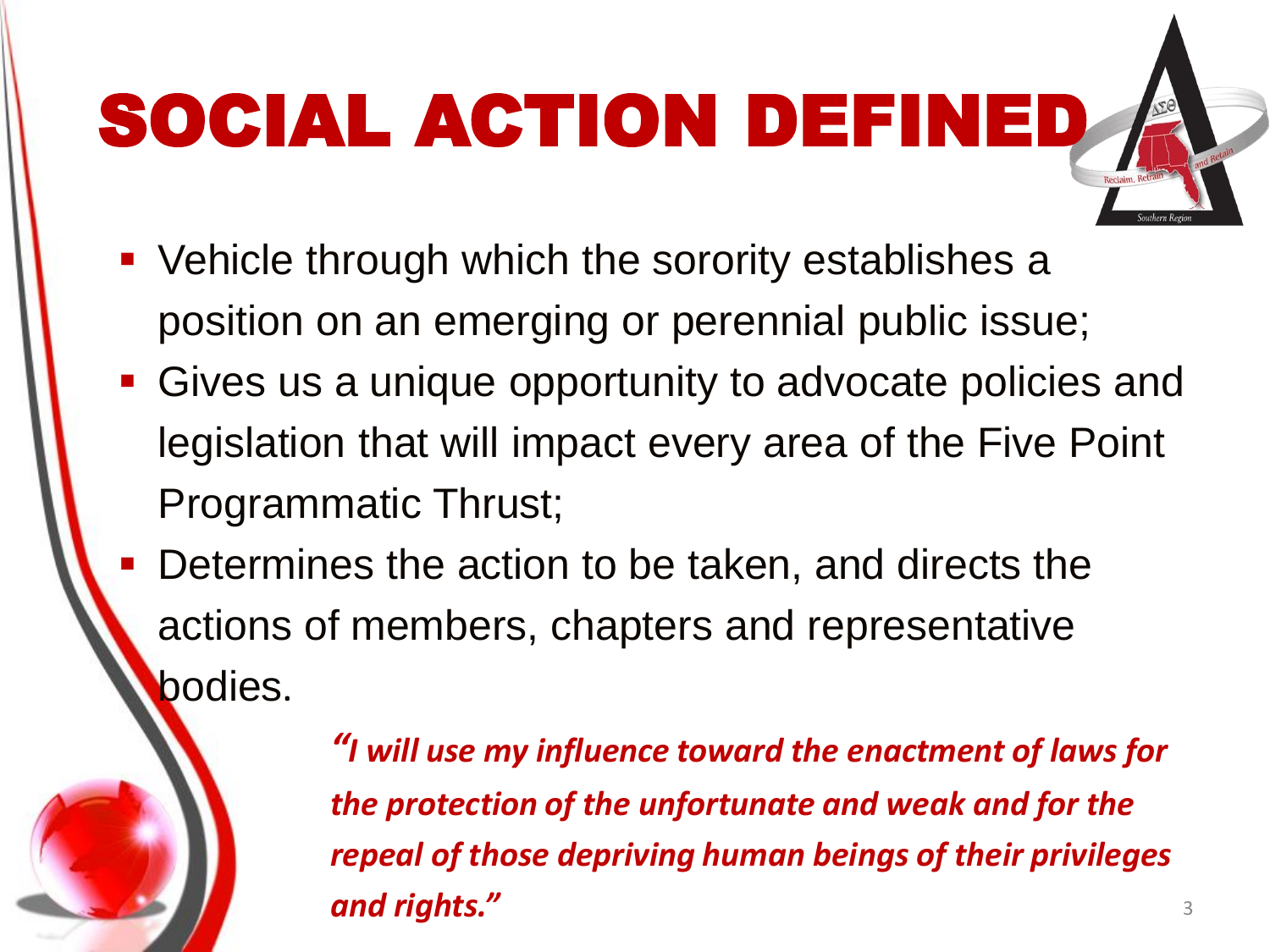# SOCIAL ACTION DEFINED

- Vehicle through which the sorority establishes a position on an emerging or perennial public issue;
- Gives us a unique opportunity to advocate policies and legislation that will impact every area of the Five Point Programmatic Thrust;
- Determines the action to be taken, and directs the actions of members, chapters and representative bodies.

***"I will use my influence toward the enactment of laws for the protection of the unfortunate and weak and for the repeal of those depriving human beings of their privileges and rights."***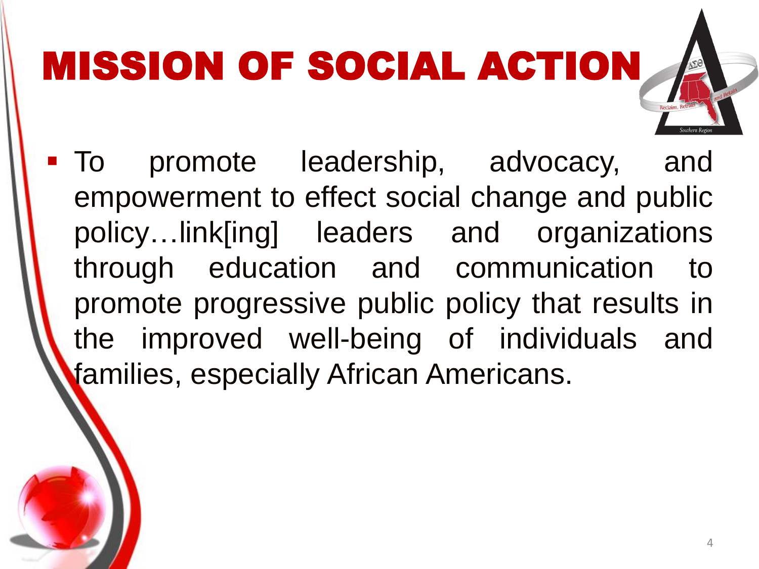# MISSION OF SOCIAL ACTION

- To promote leadership, advocacy, and empowerment to effect social change and public policy…link[ing] leaders and organizations through education and communication to promote progressive public policy that results in the improved well-being of individuals and families, especially African Americans.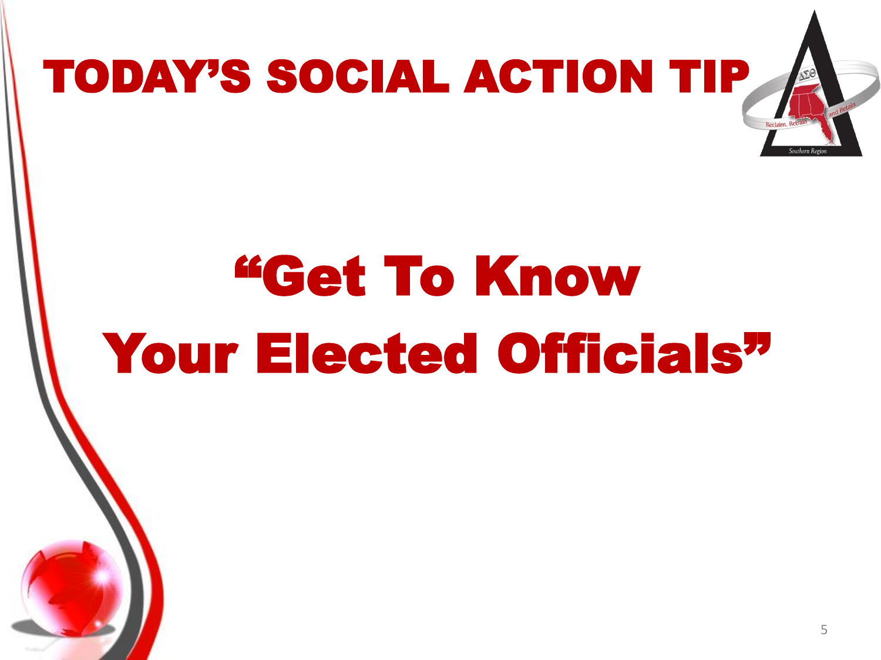# TODAY'S SOCIAL ACTION TIP

## "Get To Know Your Elected Officials"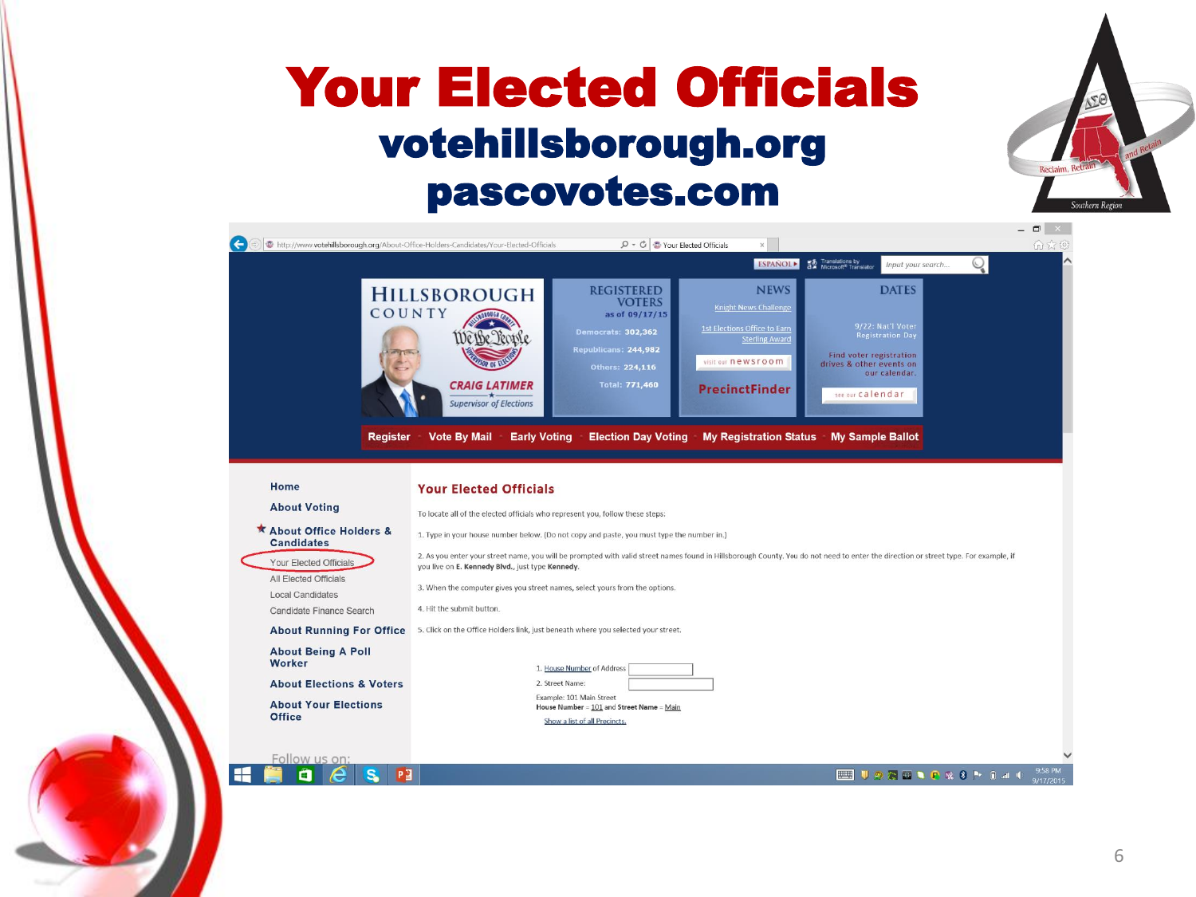# Your Elected Officials

## votehillsborough.org

## pascovotes.com

Hillsborough County — Craig Latimer, Supervisor of Elections

**Registered Voters** as of 09/17/15

- Democrats: 302,362
- Republicans: 244,982
- Others: 224,116
- Total: 771,460

**News**

- Knight News Challenge
- 1st Elections Office to Earn Sterling Award
- visit our newsroom
- PrecinctFinder

**Dates**

- 9/22: Nat'l Voter Registration Day
- Find voter registration drives & other events on our calendar.
- see our calendar

Register · Vote By Mail · Early Voting · Election Day Voting · My Registration Status · My Sample Ballot

- Home
- About Voting
- About Office Holders & Candidates
  - Your Elected Officials
  - All Elected Officials
  - Local Candidates
  - Candidate Finance Search
- About Running For Office
- About Being A Poll Worker
- About Elections & Voters
- About Your Elections Office

Follow us on:

### Your Elected Officials

To locate all of the elected officials who represent you, follow these steps:

1. Type in your house number below. (Do not copy and paste, you must type the number in.)
2. As you enter your street name, you will be prompted with valid street names found in Hillsborough County. You do not need to enter the direction or street type. For example, if you live on **E. Kennedy Blvd.**, just type **Kennedy**.
3. When the computer gives you street names, select yours from the options.
4. Hit the submit button.
5. Click on the Office Holders link, just beneath where you selected your street.

1. House Number of Address
2. Street Name:

Example: 101 Main Street
**House Number** = 101 and **Street Name** = Main

Show a list of all Precincts.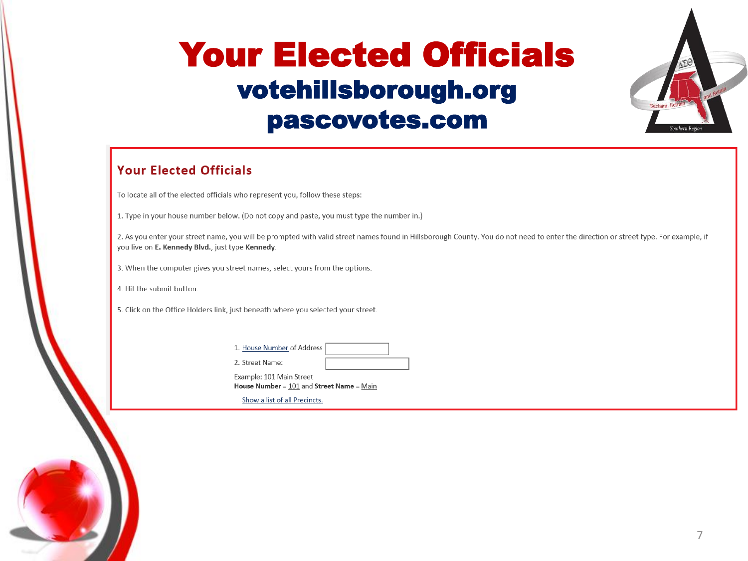# Your Elected Officials

## votehillsborough.org

## pascovotes.com

### Your Elected Officials

To locate all of the elected officials who represent you, follow these steps:

1. Type in your house number below. (Do not copy and paste, you must type the number in.)

2. As you enter your street name, you will be prompted with valid street names found in Hillsborough County. You do not need to enter the direction or street type. For example, if you live on **E. Kennedy Blvd.**, just type **Kennedy**.

3. When the computer gives you street names, select yours from the options.

4. Hit the submit button.

5. Click on the Office Holders link, just beneath where you selected your street.

1. House Number of Address

2. Street Name:

Example: 101 Main Street
**House Number** = 101 and **Street Name** = Main

Show a list of all Precincts.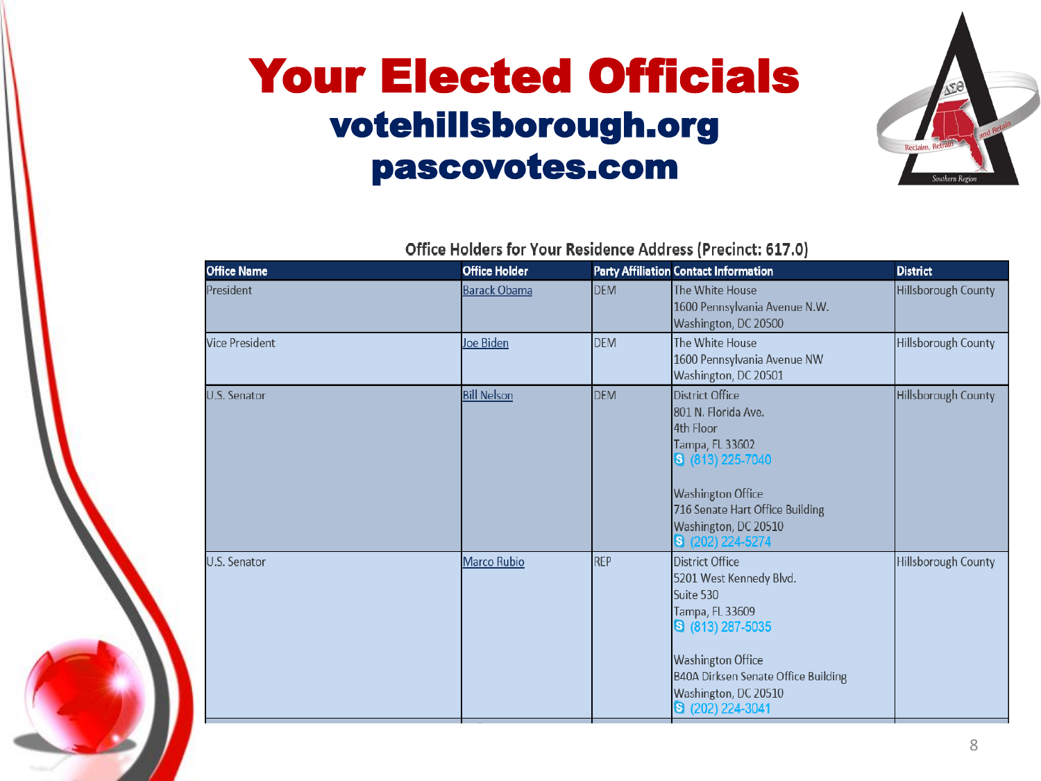# Your Elected Officials

## votehillsborough.org
## pascovotes.com

**Office Holders for Your Residence Address (Precinct: 617.0)**

| Office Name | Office Holder | Party Affiliation | Contact Information | District |
|---|---|---|---|---|
| President | Barack Obama | DEM | The White House<br>1600 Pennsylvania Avenue N.W.<br>Washington, DC 20500 | Hillsborough County |
| Vice President | Joe Biden | DEM | The White House<br>1600 Pennsylvania Avenue NW<br>Washington, DC 20501 | Hillsborough County |
| U.S. Senator | Bill Nelson | DEM | District Office<br>801 N. Florida Ave.<br>4th Floor<br>Tampa, FL 33602<br>(813) 225-7040<br><br>Washington Office<br>716 Senate Hart Office Building<br>Washington, DC 20510<br>(202) 224-5274 | Hillsborough County |
| U.S. Senator | Marco Rubio | REP | District Office<br>5201 West Kennedy Blvd.<br>Suite 530<br>Tampa, FL 33609<br>(813) 287-5035<br><br>Washington Office<br>B40A Dirksen Senate Office Building<br>Washington, DC 20510<br>(202) 224-3041 | Hillsborough County |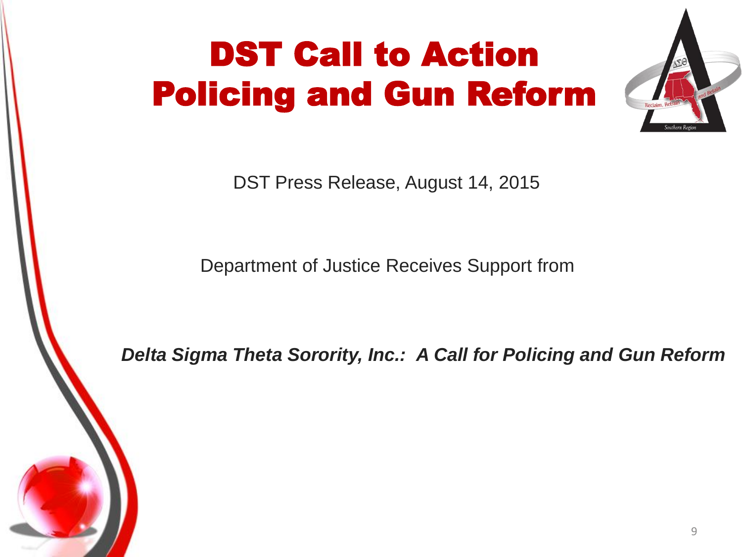# DST Call to Action
# Policing and Gun Reform

DST Press Release, August 14, 2015

Department of Justice Receives Support from

***Delta Sigma Theta Sorority, Inc.: A Call for Policing and Gun Reform***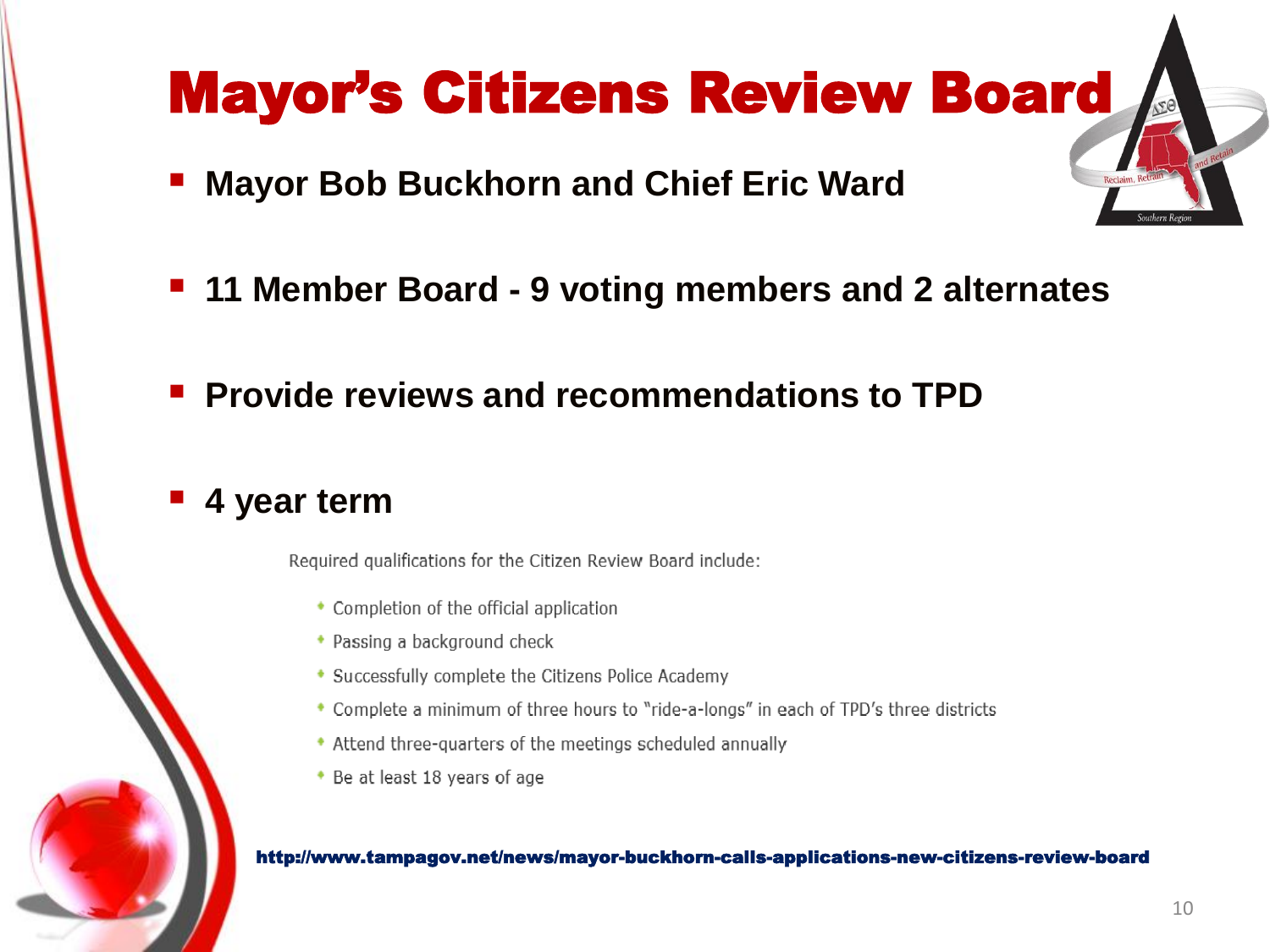# Mayor's Citizens Review Board

- **Mayor Bob Buckhorn and Chief Eric Ward**
- **11 Member Board - 9 voting members and 2 alternates**
- **Provide reviews and recommendations to TPD**
- **4 year term**

Required qualifications for the Citizen Review Board include:

- Completion of the official application
- Passing a background check
- Successfully complete the Citizens Police Academy
- Complete a minimum of three hours to "ride-a-longs" in each of TPD's three districts
- Attend three-quarters of the meetings scheduled annually
- Be at least 18 years of age

**http://www.tampagov.net/news/mayor-buckhorn-calls-applications-new-citizens-review-board**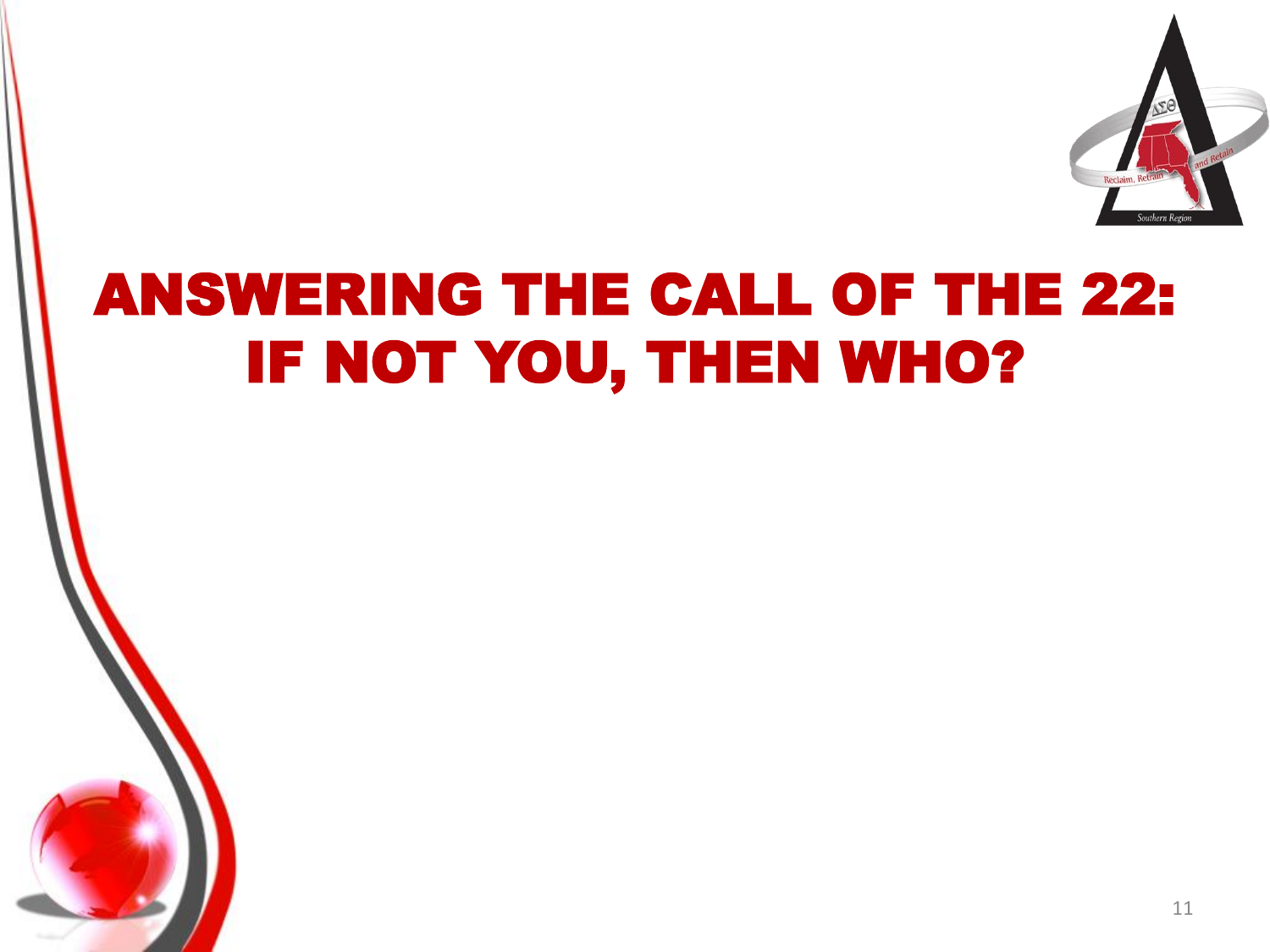# ANSWERING THE CALL OF THE 22: IF NOT YOU, THEN WHO?